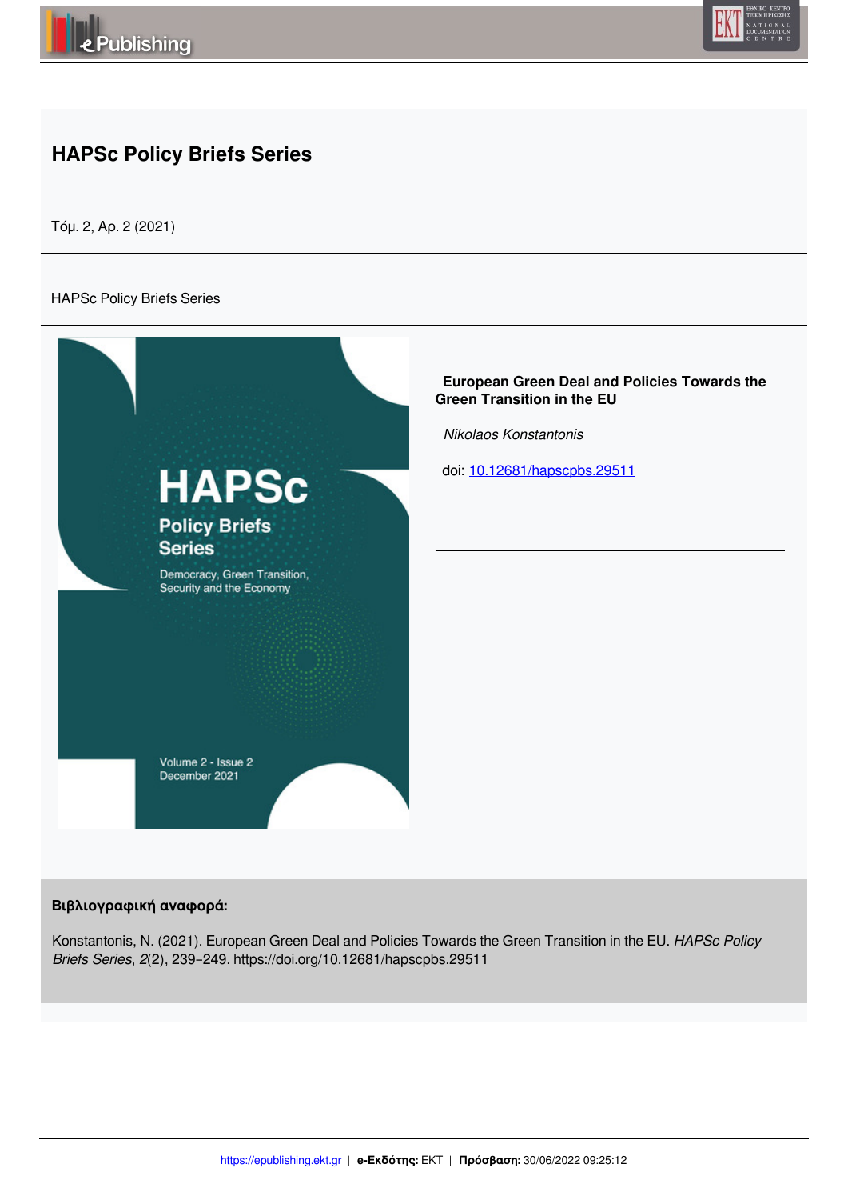# HAPSc Policy Briefs Series

Τόμ. 2, Αρ. 2 (2021)

HAPSc Policy Briefs Series

## European Green Deal and Policies Towards the Green Transition in the EU

*Nikolaos Konstantonis*

doi: [10.12681/hapscpbs.29511](https://doi.org/10.12681/hapscpbs.29511)

**Βιβλιογραφική αναφορά:**

Konstantonis, N. (2021). European Green Deal and Policies Towards the Green Transition in the EU. *HAPSc Policy Briefs Series*, *2*(2), 239–249. https://doi.org/10.12681/hapscpbs.29511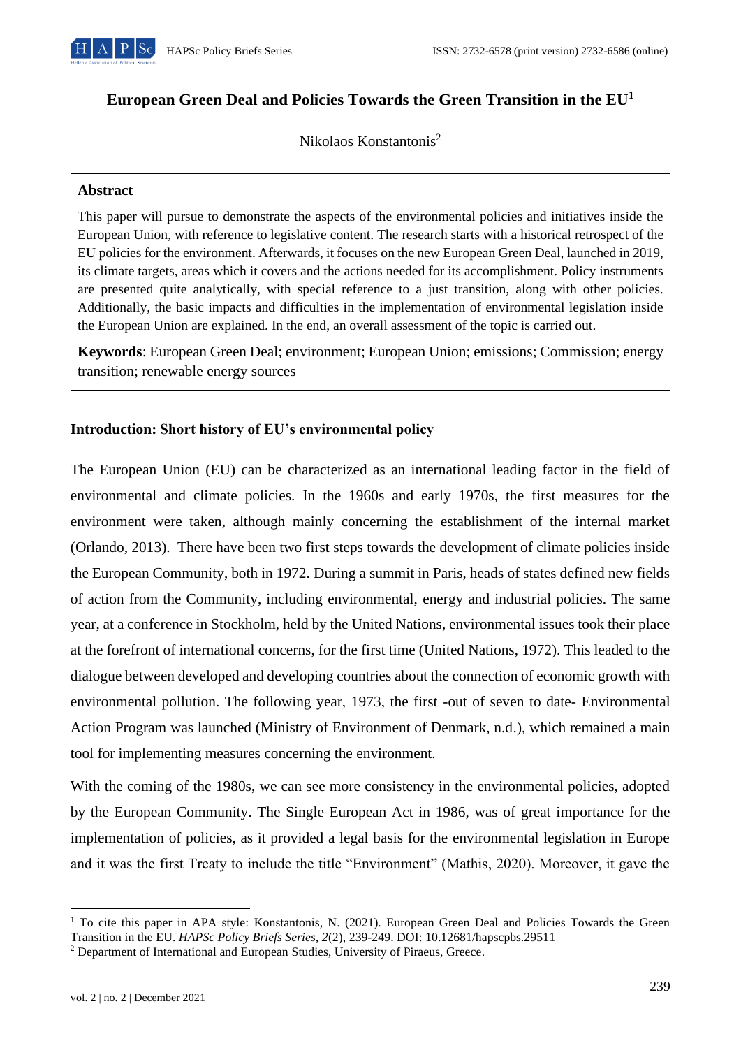# European Green Deal and Policies Towards the Green Transition in the EU[1]

Nikolaos Konstantonis[2]

**Abstract**

This paper will pursue to demonstrate the aspects of the environmental policies and initiatives inside the European Union, with reference to legislative content. The research starts with a historical retrospect of the EU policies for the environment. Afterwards, it focuses on the new European Green Deal, launched in 2019, its climate targets, areas which it covers and the actions needed for its accomplishment. Policy instruments are presented quite analytically, with special reference to a just transition, along with other policies. Additionally, the basic impacts and difficulties in the implementation of environmental legislation inside the European Union are explained. In the end, an overall assessment of the topic is carried out.

**Keywords**: European Green Deal; environment; European Union; emissions; Commission; energy transition; renewable energy sources

## Introduction: Short history of EU's environmental policy

The European Union (EU) can be characterized as an international leading factor in the field of environmental and climate policies. In the 1960s and early 1970s, the first measures for the environment were taken, although mainly concerning the establishment of the internal market (Orlando, 2013). There have been two first steps towards the development of climate policies inside the European Community, both in 1972. During a summit in Paris, heads of states defined new fields of action from the Community, including environmental, energy and industrial policies. The same year, at a conference in Stockholm, held by the United Nations, environmental issues took their place at the forefront of international concerns, for the first time (United Nations, 1972). This leaded to the dialogue between developed and developing countries about the connection of economic growth with environmental pollution. The following year, 1973, the first -out of seven to date- Environmental Action Program was launched (Ministry of Environment of Denmark, n.d.), which remained a main tool for implementing measures concerning the environment.

With the coming of the 1980s, we can see more consistency in the environmental policies, adopted by the European Community. The Single European Act in 1986, was of great importance for the implementation of policies, as it provided a legal basis for the environmental legislation in Europe and it was the first Treaty to include the title "Environment" (Mathis, 2020). Moreover, it gave the

---

[1] To cite this paper in APA style: Konstantonis, N. (2021). European Green Deal and Policies Towards the Green Transition in the EU. *HAPSc Policy Briefs Series, 2*(2), 239-249. DOI: 10.12681/hapscpbs.29511

[2] Department of International and European Studies, University of Piraeus, Greece.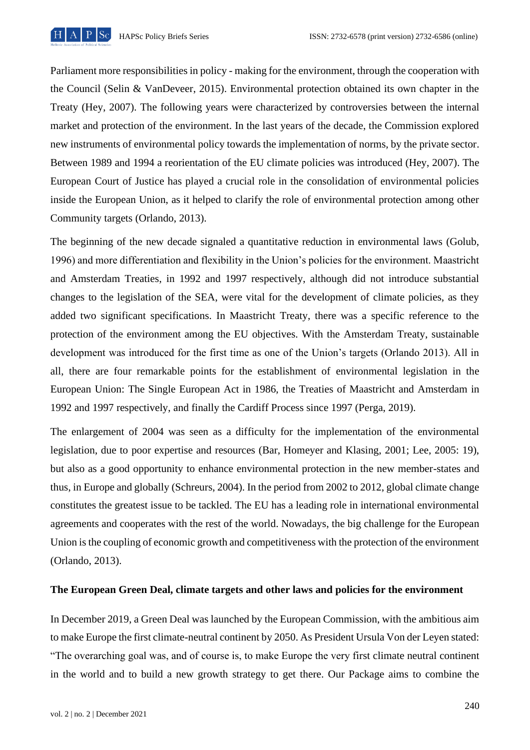Parliament more responsibilities in policy - making for the environment, through the cooperation with the Council (Selin & VanDeveer, 2015). Environmental protection obtained its own chapter in the Treaty (Hey, 2007). The following years were characterized by controversies between the internal market and protection of the environment. In the last years of the decade, the Commission explored new instruments of environmental policy towards the implementation of norms, by the private sector. Between 1989 and 1994 a reorientation of the EU climate policies was introduced (Hey, 2007). The European Court of Justice has played a crucial role in the consolidation of environmental policies inside the European Union, as it helped to clarify the role of environmental protection among other Community targets (Orlando, 2013).

The beginning of the new decade signaled a quantitative reduction in environmental laws (Golub, 1996) and more differentiation and flexibility in the Union's policies for the environment. Maastricht and Amsterdam Treaties, in 1992 and 1997 respectively, although did not introduce substantial changes to the legislation of the SEA, were vital for the development of climate policies, as they added two significant specifications. In Maastricht Treaty, there was a specific reference to the protection of the environment among the EU objectives. With the Amsterdam Treaty, sustainable development was introduced for the first time as one of the Union's targets (Orlando 2013). All in all, there are four remarkable points for the establishment of environmental legislation in the European Union: The Single European Act in 1986, the Treaties of Maastricht and Amsterdam in 1992 and 1997 respectively, and finally the Cardiff Process since 1997 (Perga, 2019).

The enlargement of 2004 was seen as a difficulty for the implementation of the environmental legislation, due to poor expertise and resources (Bar, Homeyer and Klasing, 2001; Lee, 2005: 19), but also as a good opportunity to enhance environmental protection in the new member-states and thus, in Europe and globally (Schreurs, 2004). In the period from 2002 to 2012, global climate change constitutes the greatest issue to be tackled. The EU has a leading role in international environmental agreements and cooperates with the rest of the world. Nowadays, the big challenge for the European Union is the coupling of economic growth and competitiveness with the protection of the environment (Orlando, 2013).

**The European Green Deal, climate targets and other laws and policies for the environment**

In December 2019, a Green Deal was launched by the European Commission, with the ambitious aim to make Europe the first climate-neutral continent by 2050. As President Ursula Von der Leyen stated: "The overarching goal was, and of course is, to make Europe the very first climate neutral continent in the world and to build a new growth strategy to get there. Our Package aims to combine the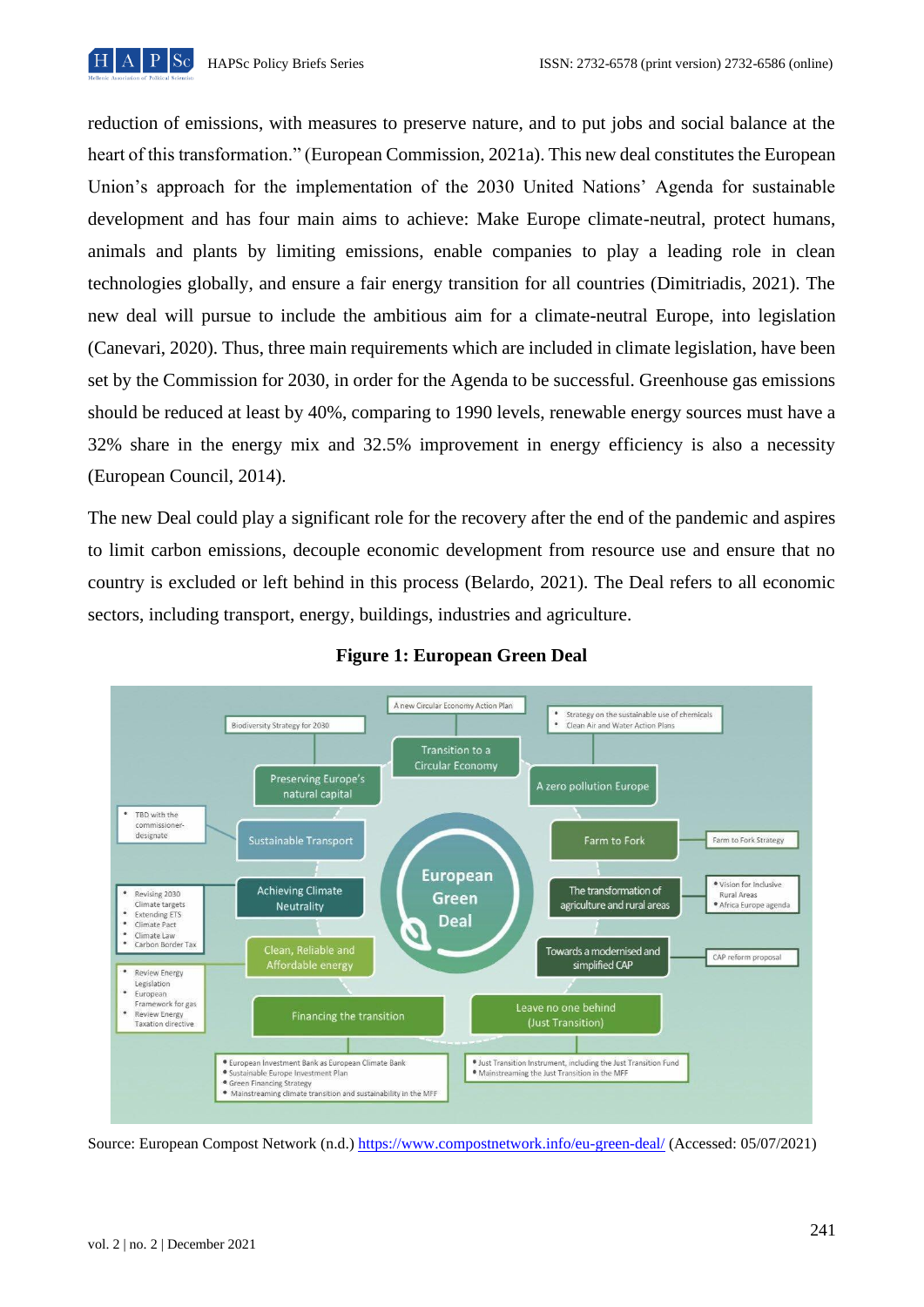reduction of emissions, with measures to preserve nature, and to put jobs and social balance at the heart of this transformation." (European Commission, 2021a). This new deal constitutes the European Union's approach for the implementation of the 2030 United Nations' Agenda for sustainable development and has four main aims to achieve: Make Europe climate-neutral, protect humans, animals and plants by limiting emissions, enable companies to play a leading role in clean technologies globally, and ensure a fair energy transition for all countries (Dimitriadis, 2021). The new deal will pursue to include the ambitious aim for a climate-neutral Europe, into legislation (Canevari, 2020). Thus, three main requirements which are included in climate legislation, have been set by the Commission for 2030, in order for the Agenda to be successful. Greenhouse gas emissions should be reduced at least by 40%, comparing to 1990 levels, renewable energy sources must have a 32% share in the energy mix and 32.5% improvement in energy efficiency is also a necessity (European Council, 2014).

The new Deal could play a significant role for the recovery after the end of the pandemic and aspires to limit carbon emissions, decouple economic development from resource use and ensure that no country is excluded or left behind in this process (Belardo, 2021). The Deal refers to all economic sectors, including transport, energy, buildings, industries and agriculture.

**Figure 1: European Green Deal**

Source: European Compost Network (n.d.) https://www.compostnetwork.info/eu-green-deal/ (Accessed: 05/07/2021)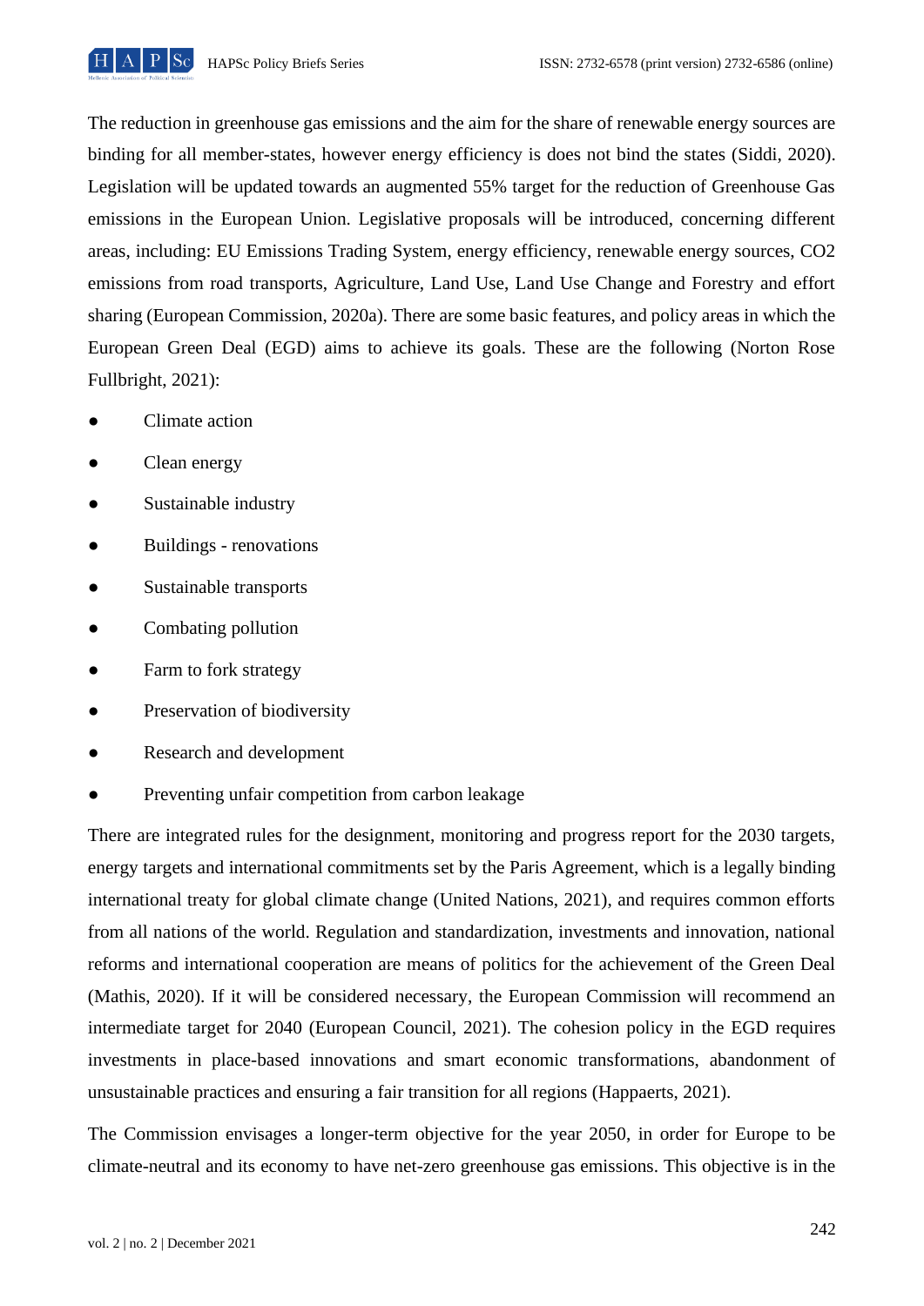The reduction in greenhouse gas emissions and the aim for the share of renewable energy sources are binding for all member-states, however energy efficiency is does not bind the states (Siddi, 2020). Legislation will be updated towards an augmented 55% target for the reduction of Greenhouse Gas emissions in the European Union. Legislative proposals will be introduced, concerning different areas, including: EU Emissions Trading System, energy efficiency, renewable energy sources, CO2 emissions from road transports, Agriculture, Land Use, Land Use Change and Forestry and effort sharing (European Commission, 2020a). There are some basic features, and policy areas in which the European Green Deal (EGD) aims to achieve its goals. These are the following (Norton Rose Fullbright, 2021):

- Climate action
- Clean energy
- Sustainable industry
- Buildings - renovations
- Sustainable transports
- Combating pollution
- Farm to fork strategy
- Preservation of biodiversity
- Research and development
- Preventing unfair competition from carbon leakage

There are integrated rules for the designment, monitoring and progress report for the 2030 targets, energy targets and international commitments set by the Paris Agreement, which is a legally binding international treaty for global climate change (United Nations, 2021), and requires common efforts from all nations of the world. Regulation and standardization, investments and innovation, national reforms and international cooperation are means of politics for the achievement of the Green Deal (Mathis, 2020). If it will be considered necessary, the European Commission will recommend an intermediate target for 2040 (European Council, 2021). The cohesion policy in the EGD requires investments in place-based innovations and smart economic transformations, abandonment of unsustainable practices and ensuring a fair transition for all regions (Happaerts, 2021).

The Commission envisages a longer-term objective for the year 2050, in order for Europe to be climate-neutral and its economy to have net-zero greenhouse gas emissions. This objective is in the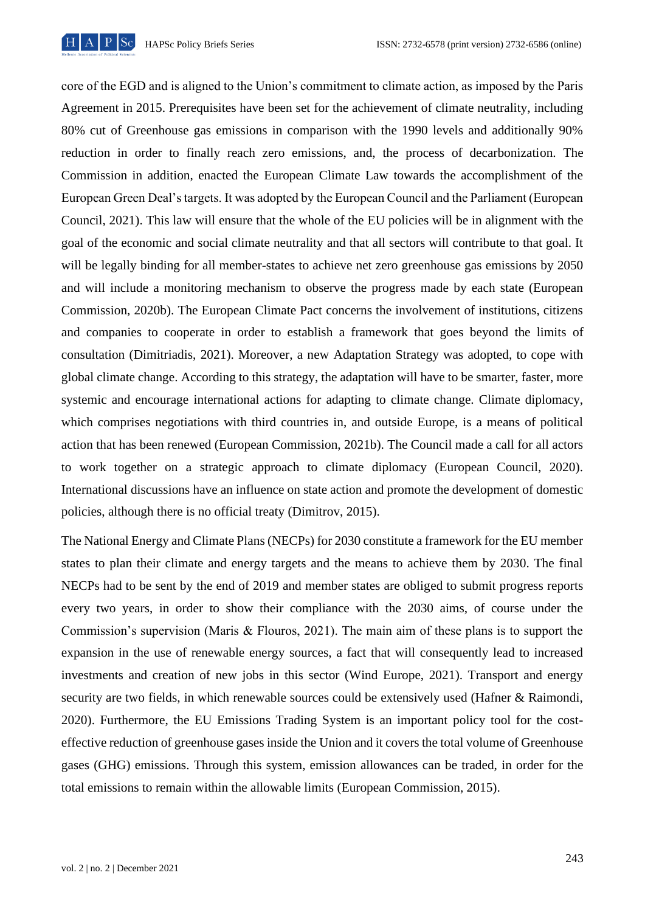core of the EGD and is aligned to the Union's commitment to climate action, as imposed by the Paris Agreement in 2015. Prerequisites have been set for the achievement of climate neutrality, including 80% cut of Greenhouse gas emissions in comparison with the 1990 levels and additionally 90% reduction in order to finally reach zero emissions, and, the process of decarbonization. The Commission in addition, enacted the European Climate Law towards the accomplishment of the European Green Deal's targets. It was adopted by the European Council and the Parliament (European Council, 2021). This law will ensure that the whole of the EU policies will be in alignment with the goal of the economic and social climate neutrality and that all sectors will contribute to that goal. It will be legally binding for all member-states to achieve net zero greenhouse gas emissions by 2050 and will include a monitoring mechanism to observe the progress made by each state (European Commission, 2020b). The European Climate Pact concerns the involvement of institutions, citizens and companies to cooperate in order to establish a framework that goes beyond the limits of consultation (Dimitriadis, 2021). Moreover, a new Adaptation Strategy was adopted, to cope with global climate change. According to this strategy, the adaptation will have to be smarter, faster, more systemic and encourage international actions for adapting to climate change. Climate diplomacy, which comprises negotiations with third countries in, and outside Europe, is a means of political action that has been renewed (European Commission, 2021b). The Council made a call for all actors to work together on a strategic approach to climate diplomacy (European Council, 2020). International discussions have an influence on state action and promote the development of domestic policies, although there is no official treaty (Dimitrov, 2015).

The National Energy and Climate Plans (NECPs) for 2030 constitute a framework for the EU member states to plan their climate and energy targets and the means to achieve them by 2030. The final NECPs had to be sent by the end of 2019 and member states are obliged to submit progress reports every two years, in order to show their compliance with the 2030 aims, of course under the Commission's supervision (Maris & Flouros, 2021). The main aim of these plans is to support the expansion in the use of renewable energy sources, a fact that will consequently lead to increased investments and creation of new jobs in this sector (Wind Europe, 2021). Transport and energy security are two fields, in which renewable sources could be extensively used (Hafner & Raimondi, 2020). Furthermore, the EU Emissions Trading System is an important policy tool for the cost-effective reduction of greenhouse gases inside the Union and it covers the total volume of Greenhouse gases (GHG) emissions. Through this system, emission allowances can be traded, in order for the total emissions to remain within the allowable limits (European Commission, 2015).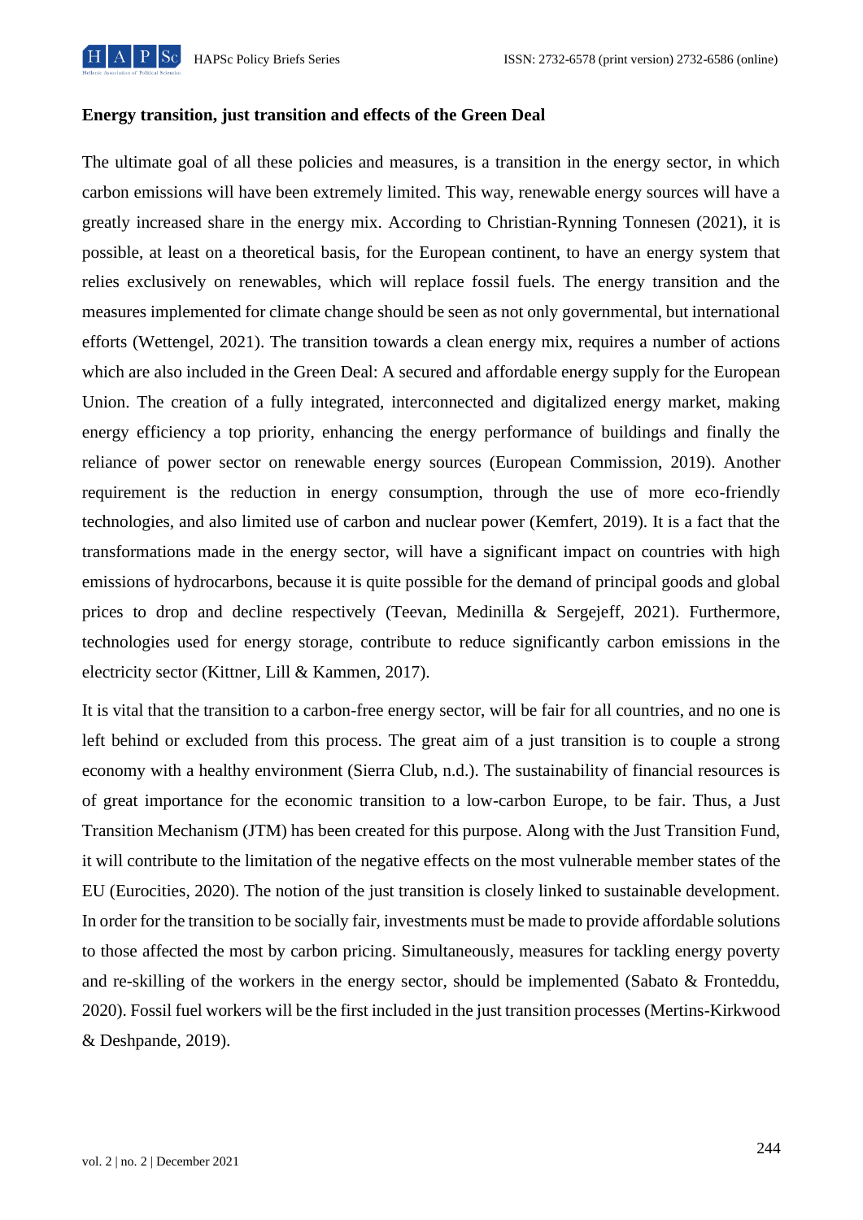### Energy transition, just transition and effects of the Green Deal

The ultimate goal of all these policies and measures, is a transition in the energy sector, in which carbon emissions will have been extremely limited. This way, renewable energy sources will have a greatly increased share in the energy mix. According to Christian-Rynning Tonnesen (2021), it is possible, at least on a theoretical basis, for the European continent, to have an energy system that relies exclusively on renewables, which will replace fossil fuels. The energy transition and the measures implemented for climate change should be seen as not only governmental, but international efforts (Wettengel, 2021). The transition towards a clean energy mix, requires a number of actions which are also included in the Green Deal: A secured and affordable energy supply for the European Union. The creation of a fully integrated, interconnected and digitalized energy market, making energy efficiency a top priority, enhancing the energy performance of buildings and finally the reliance of power sector on renewable energy sources (European Commission, 2019). Another requirement is the reduction in energy consumption, through the use of more eco-friendly technologies, and also limited use of carbon and nuclear power (Kemfert, 2019). It is a fact that the transformations made in the energy sector, will have a significant impact on countries with high emissions of hydrocarbons, because it is quite possible for the demand of principal goods and global prices to drop and decline respectively (Teevan, Medinilla & Sergejeff, 2021). Furthermore, technologies used for energy storage, contribute to reduce significantly carbon emissions in the electricity sector (Kittner, Lill & Kammen, 2017).

It is vital that the transition to a carbon-free energy sector, will be fair for all countries, and no one is left behind or excluded from this process. The great aim of a just transition is to couple a strong economy with a healthy environment (Sierra Club, n.d.). The sustainability of financial resources is of great importance for the economic transition to a low-carbon Europe, to be fair. Thus, a Just Transition Mechanism (JTM) has been created for this purpose. Along with the Just Transition Fund, it will contribute to the limitation of the negative effects on the most vulnerable member states of the EU (Eurocities, 2020). The notion of the just transition is closely linked to sustainable development. In order for the transition to be socially fair, investments must be made to provide affordable solutions to those affected the most by carbon pricing. Simultaneously, measures for tackling energy poverty and re-skilling of the workers in the energy sector, should be implemented (Sabato & Fronteddu, 2020). Fossil fuel workers will be the first included in the just transition processes (Mertins-Kirkwood & Deshpande, 2019).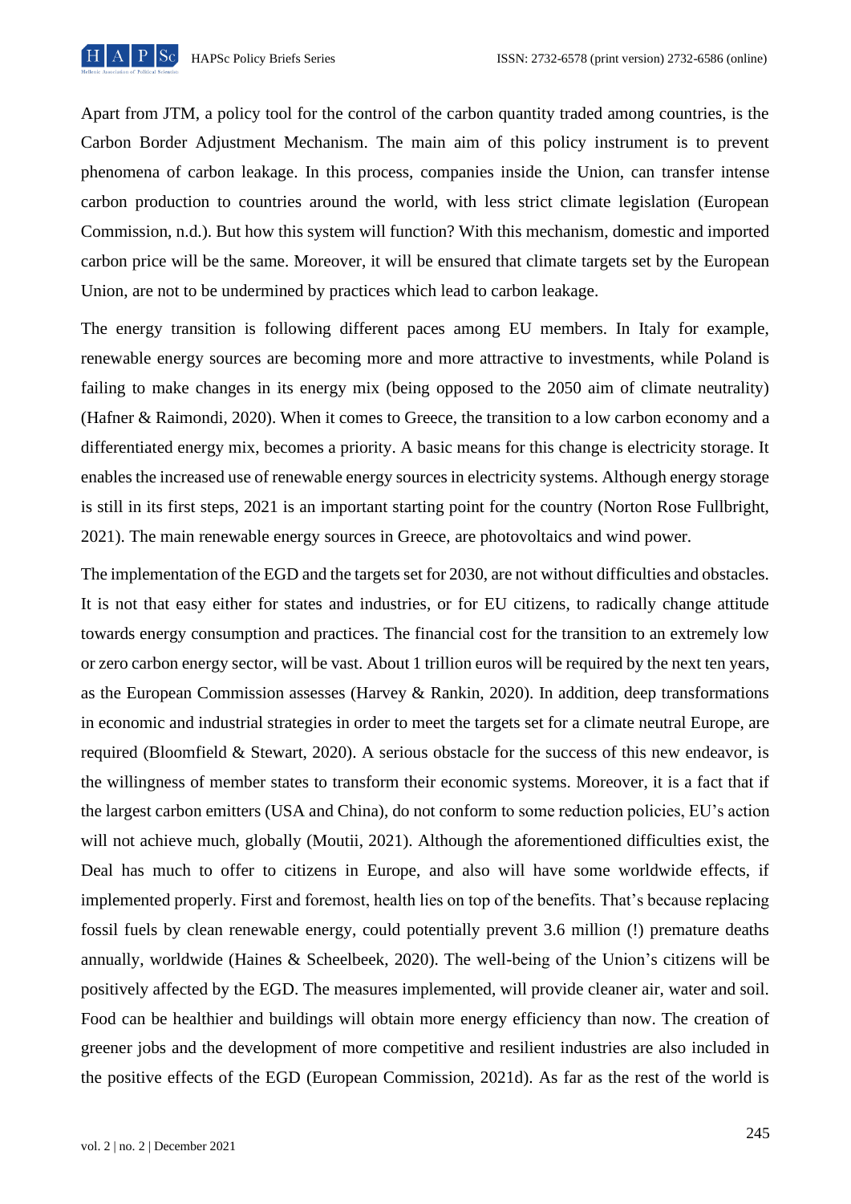Apart from JTM, a policy tool for the control of the carbon quantity traded among countries, is the Carbon Border Adjustment Mechanism. The main aim of this policy instrument is to prevent phenomena of carbon leakage. In this process, companies inside the Union, can transfer intense carbon production to countries around the world, with less strict climate legislation (European Commission, n.d.). But how this system will function? With this mechanism, domestic and imported carbon price will be the same. Moreover, it will be ensured that climate targets set by the European Union, are not to be undermined by practices which lead to carbon leakage.

The energy transition is following different paces among EU members. In Italy for example, renewable energy sources are becoming more and more attractive to investments, while Poland is failing to make changes in its energy mix (being opposed to the 2050 aim of climate neutrality) (Hafner & Raimondi, 2020). When it comes to Greece, the transition to a low carbon economy and a differentiated energy mix, becomes a priority. A basic means for this change is electricity storage. It enables the increased use of renewable energy sources in electricity systems. Although energy storage is still in its first steps, 2021 is an important starting point for the country (Norton Rose Fullbright, 2021). The main renewable energy sources in Greece, are photovoltaics and wind power.

The implementation of the EGD and the targets set for 2030, are not without difficulties and obstacles. It is not that easy either for states and industries, or for EU citizens, to radically change attitude towards energy consumption and practices. The financial cost for the transition to an extremely low or zero carbon energy sector, will be vast. About 1 trillion euros will be required by the next ten years, as the European Commission assesses (Harvey & Rankin, 2020). In addition, deep transformations in economic and industrial strategies in order to meet the targets set for a climate neutral Europe, are required (Bloomfield & Stewart, 2020). A serious obstacle for the success of this new endeavor, is the willingness of member states to transform their economic systems. Moreover, it is a fact that if the largest carbon emitters (USA and China), do not conform to some reduction policies, EU's action will not achieve much, globally (Moutii, 2021). Although the aforementioned difficulties exist, the Deal has much to offer to citizens in Europe, and also will have some worldwide effects, if implemented properly. First and foremost, health lies on top of the benefits. That's because replacing fossil fuels by clean renewable energy, could potentially prevent 3.6 million (!) premature deaths annually, worldwide (Haines & Scheelbeek, 2020). The well-being of the Union's citizens will be positively affected by the EGD. The measures implemented, will provide cleaner air, water and soil. Food can be healthier and buildings will obtain more energy efficiency than now. The creation of greener jobs and the development of more competitive and resilient industries are also included in the positive effects of the EGD (European Commission, 2021d). As far as the rest of the world is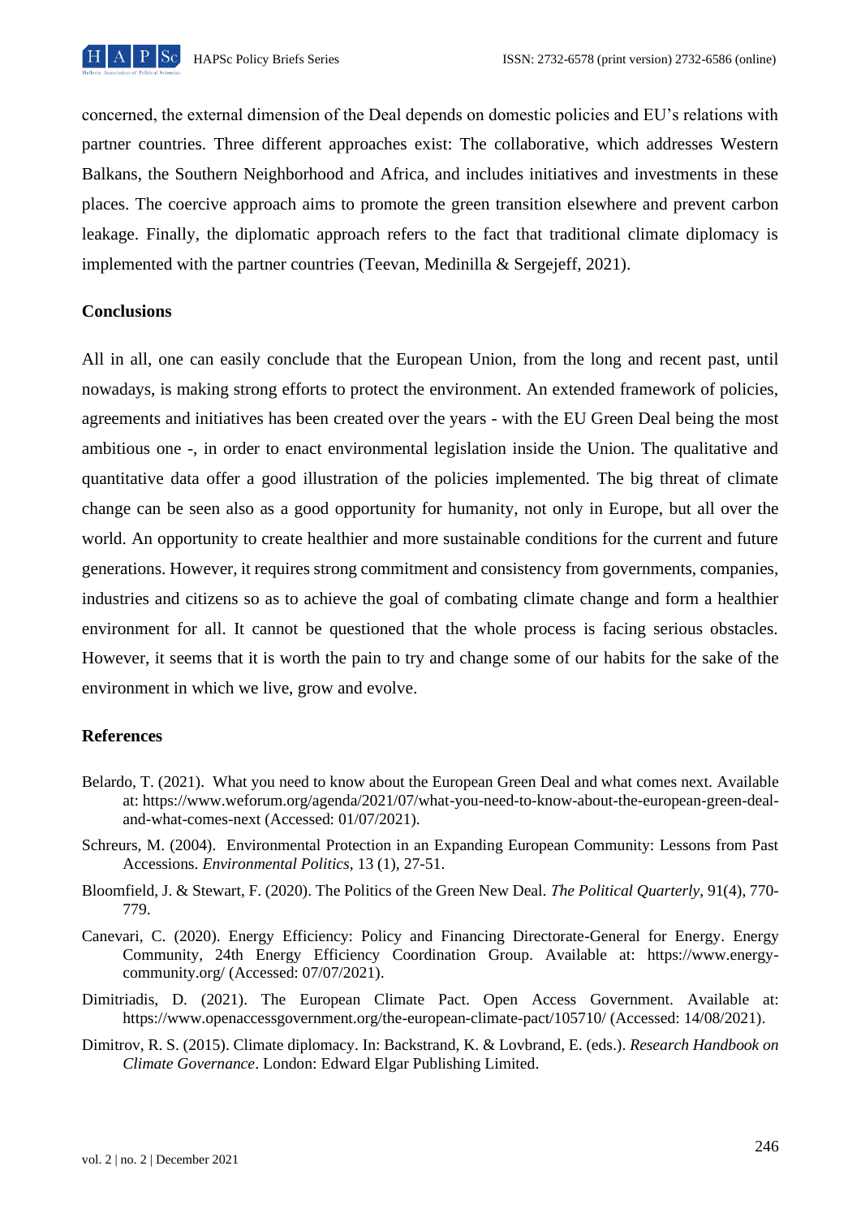concerned, the external dimension of the Deal depends on domestic policies and EU's relations with partner countries. Three different approaches exist: The collaborative, which addresses Western Balkans, the Southern Neighborhood and Africa, and includes initiatives and investments in these places. The coercive approach aims to promote the green transition elsewhere and prevent carbon leakage. Finally, the diplomatic approach refers to the fact that traditional climate diplomacy is implemented with the partner countries (Teevan, Medinilla & Sergejeff, 2021).

### Conclusions

All in all, one can easily conclude that the European Union, from the long and recent past, until nowadays, is making strong efforts to protect the environment. An extended framework of policies, agreements and initiatives has been created over the years - with the EU Green Deal being the most ambitious one -, in order to enact environmental legislation inside the Union. The qualitative and quantitative data offer a good illustration of the policies implemented. The big threat of climate change can be seen also as a good opportunity for humanity, not only in Europe, but all over the world. An opportunity to create healthier and more sustainable conditions for the current and future generations. However, it requires strong commitment and consistency from governments, companies, industries and citizens so as to achieve the goal of combating climate change and form a healthier environment for all. It cannot be questioned that the whole process is facing serious obstacles. However, it seems that it is worth the pain to try and change some of our habits for the sake of the environment in which we live, grow and evolve.

### References

Belardo, T. (2021). What you need to know about the European Green Deal and what comes next. Available at: https://www.weforum.org/agenda/2021/07/what-you-need-to-know-about-the-european-green-deal-and-what-comes-next (Accessed: 01/07/2021).

Schreurs, M. (2004). Environmental Protection in an Expanding European Community: Lessons from Past Accessions. *Environmental Politics*, 13 (1), 27-51.

Bloomfield, J. & Stewart, F. (2020). The Politics of the Green New Deal. *The Political Quarterly*, 91(4), 770-779.

Canevari, C. (2020). Energy Efficiency: Policy and Financing Directorate-General for Energy. Energy Community, 24th Energy Efficiency Coordination Group. Available at: https://www.energy-community.org/ (Accessed: 07/07/2021).

Dimitriadis, D. (2021). The European Climate Pact. Open Access Government. Available at: https://www.openaccessgovernment.org/the-european-climate-pact/105710/ (Accessed: 14/08/2021).

Dimitrov, R. S. (2015). Climate diplomacy. In: Backstrand, K. & Lovbrand, E. (eds.). *Research Handbook on Climate Governance*. London: Edward Elgar Publishing Limited.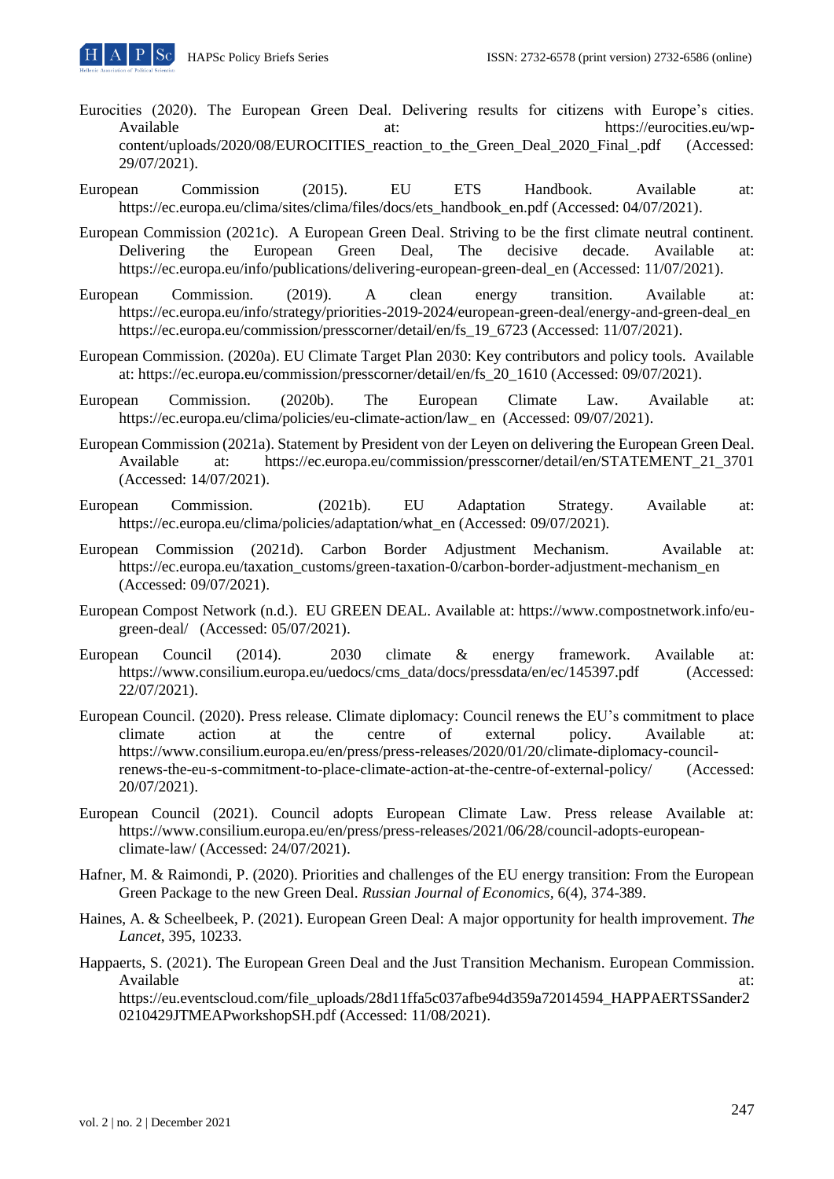Eurocities (2020). The European Green Deal. Delivering results for citizens with Europe's cities. Available at: https://eurocities.eu/wp-content/uploads/2020/08/EUROCITIES_reaction_to_the_Green_Deal_2020_Final_.pdf (Accessed: 29/07/2021).

European Commission (2015). EU ETS Handbook. Available at: https://ec.europa.eu/clima/sites/clima/files/docs/ets_handbook_en.pdf (Accessed: 04/07/2021).

European Commission (2021c). A European Green Deal. Striving to be the first climate neutral continent. Delivering the European Green Deal, The decisive decade. Available at: https://ec.europa.eu/info/publications/delivering-european-green-deal_en (Accessed: 11/07/2021).

European Commission. (2019). A clean energy transition. Available at: https://ec.europa.eu/info/strategy/priorities-2019-2024/european-green-deal/energy-and-green-deal_en https://ec.europa.eu/commission/presscorner/detail/en/fs_19_6723 (Accessed: 11/07/2021).

European Commission. (2020a). EU Climate Target Plan 2030: Key contributors and policy tools. Available at: https://ec.europa.eu/commission/presscorner/detail/en/fs_20_1610 (Accessed: 09/07/2021).

European Commission. (2020b). The European Climate Law. Available at: https://ec.europa.eu/clima/policies/eu-climate-action/law_ en (Accessed: 09/07/2021).

European Commission (2021a). Statement by President von der Leyen on delivering the European Green Deal. Available at: https://ec.europa.eu/commission/presscorner/detail/en/STATEMENT_21_3701 (Accessed: 14/07/2021).

European Commission. (2021b). EU Adaptation Strategy. Available at: https://ec.europa.eu/clima/policies/adaptation/what_en (Accessed: 09/07/2021).

European Commission (2021d). Carbon Border Adjustment Mechanism. Available at: https://ec.europa.eu/taxation_customs/green-taxation-0/carbon-border-adjustment-mechanism_en (Accessed: 09/07/2021).

European Compost Network (n.d.). EU GREEN DEAL. Available at: https://www.compostnetwork.info/eu-green-deal/ (Accessed: 05/07/2021).

European Council (2014). 2030 climate & energy framework. Available at: https://www.consilium.europa.eu/uedocs/cms_data/docs/pressdata/en/ec/145397.pdf (Accessed: 22/07/2021).

European Council. (2020). Press release. Climate diplomacy: Council renews the EU's commitment to place climate action at the centre of external policy. Available at: https://www.consilium.europa.eu/en/press/press-releases/2020/01/20/climate-diplomacy-council-renews-the-eu-s-commitment-to-place-climate-action-at-the-centre-of-external-policy/ (Accessed: 20/07/2021).

European Council (2021). Council adopts European Climate Law. Press release Available at: https://www.consilium.europa.eu/en/press/press-releases/2021/06/28/council-adopts-european-climate-law/ (Accessed: 24/07/2021).

Hafner, M. & Raimondi, P. (2020). Priorities and challenges of the EU energy transition: From the European Green Package to the new Green Deal. *Russian Journal of Economics*, 6(4), 374-389.

Haines, A. & Scheelbeek, P. (2021). European Green Deal: A major opportunity for health improvement. *The Lancet*, 395, 10233.

Happaerts, S. (2021). The European Green Deal and the Just Transition Mechanism. European Commission. Available at: https://eu.eventscloud.com/file_uploads/28d11ffa5c037afbe94d359a72014594_HAPPAERTSSander20210429JTMEAPworkshopSH.pdf (Accessed: 11/08/2021).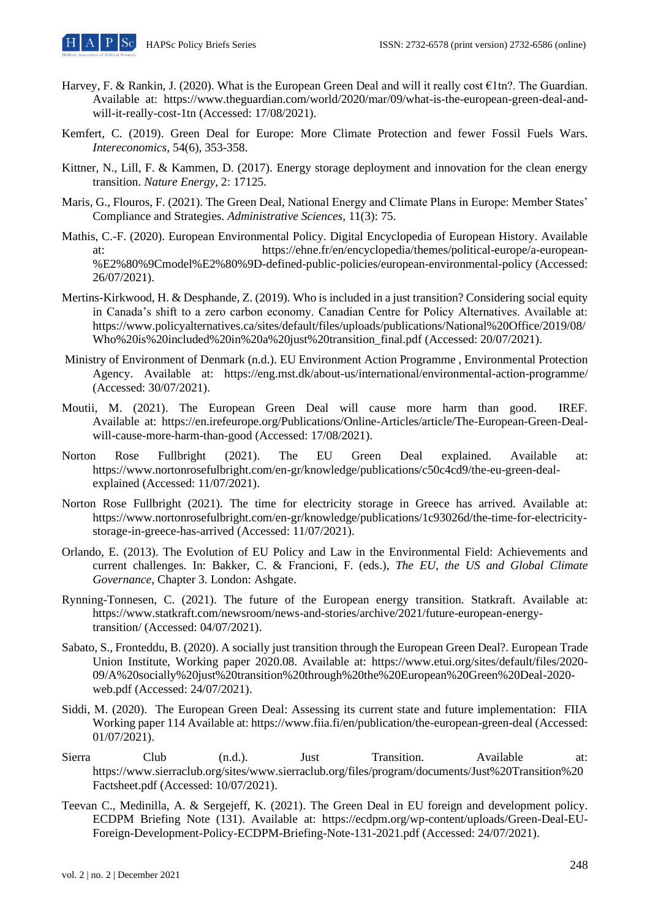Harvey, F. & Rankin, J. (2020). What is the European Green Deal and will it really cost €1tn?. The Guardian. Available at: https://www.theguardian.com/world/2020/mar/09/what-is-the-european-green-deal-and-will-it-really-cost-1tn (Accessed: 17/08/2021).

Kemfert, C. (2019). Green Deal for Europe: More Climate Protection and fewer Fossil Fuels Wars. *Intereconomics*, 54(6), 353-358.

Kittner, N., Lill, F. & Kammen, D. (2017). Energy storage deployment and innovation for the clean energy transition. *Nature Energy*, 2: 17125.

Maris, G., Flouros, F. (2021). The Green Deal, National Energy and Climate Plans in Europe: Member States' Compliance and Strategies. *Administrative Sciences*, 11(3): 75.

Mathis, C.-F. (2020). European Environmental Policy. Digital Encyclopedia of European History. Available at: https://ehne.fr/en/encyclopedia/themes/political-europe/a-european-%E2%80%9Cmodel%E2%80%9D-defined-public-policies/european-environmental-policy (Accessed: 26/07/2021).

Mertins-Kirkwood, H. & Desphande, Z. (2019). Who is included in a just transition? Considering social equity in Canada's shift to a zero carbon economy. Canadian Centre for Policy Alternatives. Available at: https://www.policyalternatives.ca/sites/default/files/uploads/publications/National%20Office/2019/08/Who%20is%20included%20in%20a%20just%20transition_final.pdf (Accessed: 20/07/2021).

Ministry of Environment of Denmark (n.d.). EU Environment Action Programme , Environmental Protection Agency. Available at: https://eng.mst.dk/about-us/international/environmental-action-programme/ (Accessed: 30/07/2021).

Moutii, M. (2021). The European Green Deal will cause more harm than good. IREF. Available at: https://en.irefeurope.org/Publications/Online-Articles/article/The-European-Green-Deal-will-cause-more-harm-than-good (Accessed: 17/08/2021).

Norton Rose Fullbright (2021). The EU Green Deal explained. Available at: https://www.nortonrosefulbright.com/en-gr/knowledge/publications/c50c4cd9/the-eu-green-deal-explained (Accessed: 11/07/2021).

Norton Rose Fullbright (2021). The time for electricity storage in Greece has arrived. Available at: https://www.nortonrosefulbright.com/en-gr/knowledge/publications/1c93026d/the-time-for-electricity-storage-in-greece-has-arrived (Accessed: 11/07/2021).

Orlando, E. (2013). The Evolution of EU Policy and Law in the Environmental Field: Achievements and current challenges. In: Bakker, C. & Francioni, F. (eds.), *The EU, the US and Global Climate Governance*, Chapter 3. London: Ashgate.

Rynning-Tonnesen, C. (2021). The future of the European energy transition. Statkraft. Available at: https://www.statkraft.com/newsroom/news-and-stories/archive/2021/future-european-energy-transition/ (Accessed: 04/07/2021).

Sabato, S., Fronteddu, B. (2020). A socially just transition through the European Green Deal?. European Trade Union Institute, Working paper 2020.08. Available at: https://www.etui.org/sites/default/files/2020-09/A%20socially%20just%20transition%20through%20the%20European%20Green%20Deal-2020-web.pdf (Accessed: 24/07/2021).

Siddi, M. (2020). The European Green Deal: Assessing its current state and future implementation: FIIA Working paper 114 Available at: https://www.fiia.fi/en/publication/the-european-green-deal (Accessed: 01/07/2021).

Sierra Club (n.d.). Just Transition. Available at: https://www.sierraclub.org/sites/www.sierraclub.org/files/program/documents/Just%20Transition%20Factsheet.pdf (Accessed: 10/07/2021).

Teevan C., Medinilla, A. & Sergejeff, K. (2021). The Green Deal in EU foreign and development policy. ECDPM Briefing Note (131). Available at: https://ecdpm.org/wp-content/uploads/Green-Deal-EU-Foreign-Development-Policy-ECDPM-Briefing-Note-131-2021.pdf (Accessed: 24/07/2021).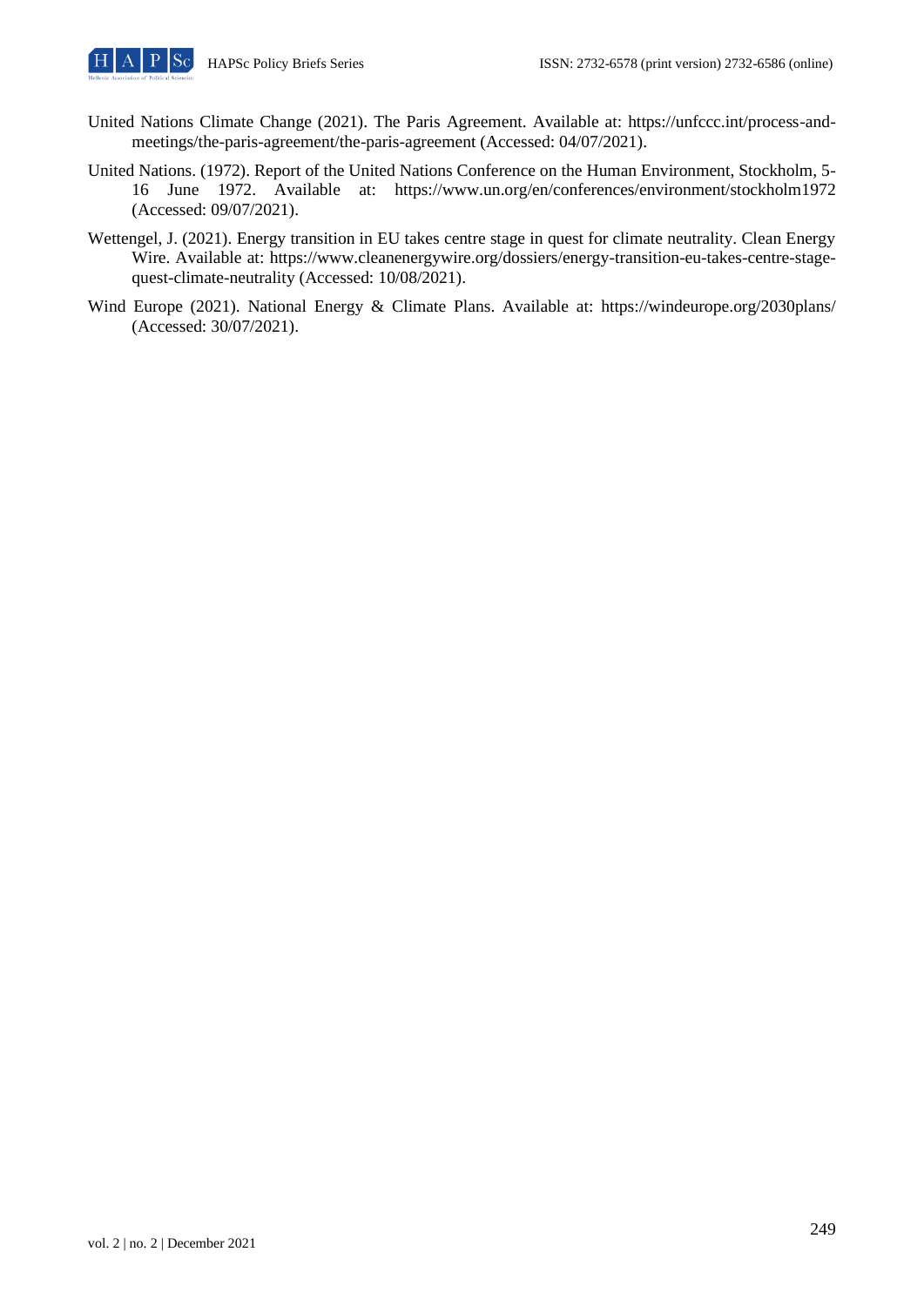United Nations Climate Change (2021). The Paris Agreement. Available at: https://unfccc.int/process-and-meetings/the-paris-agreement/the-paris-agreement (Accessed: 04/07/2021).

United Nations. (1972). Report of the United Nations Conference on the Human Environment, Stockholm, 5-16 June 1972. Available at: https://www.un.org/en/conferences/environment/stockholm1972 (Accessed: 09/07/2021).

Wettengel, J. (2021). Energy transition in EU takes centre stage in quest for climate neutrality. Clean Energy Wire. Available at: https://www.cleanenergywire.org/dossiers/energy-transition-eu-takes-centre-stage-quest-climate-neutrality (Accessed: 10/08/2021).

Wind Europe (2021). National Energy & Climate Plans. Available at: https://windeurope.org/2030plans/ (Accessed: 30/07/2021).